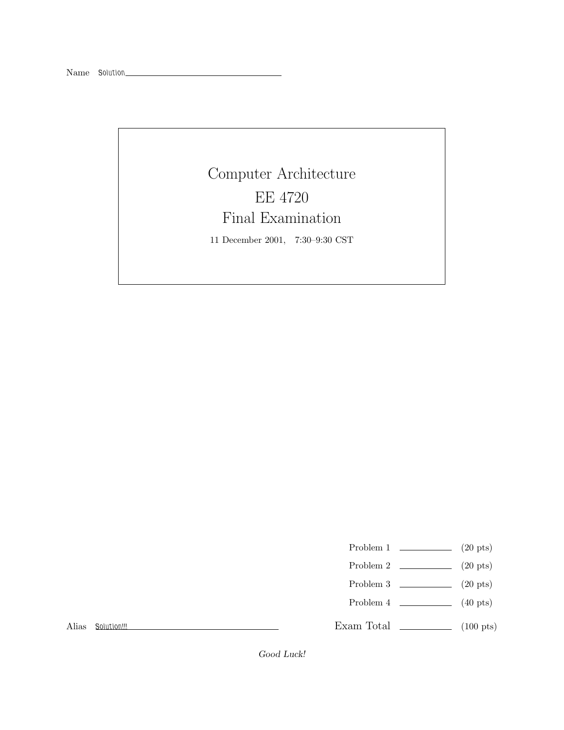Name Solution

# Computer Architecture

# EE 4720

# Final Examination

11 December 2001, 7:30–9:30 CST

| | | |
|---|---|---|
| Problem 1 | | (20 pts) |
| Problem 2 | | (20 pts) |
| Problem 3 | | (20 pts) |
| Problem 4 | | (40 pts) |
| Exam Total | | (100 pts) |

Alias Solution!!!

*Good Luck!*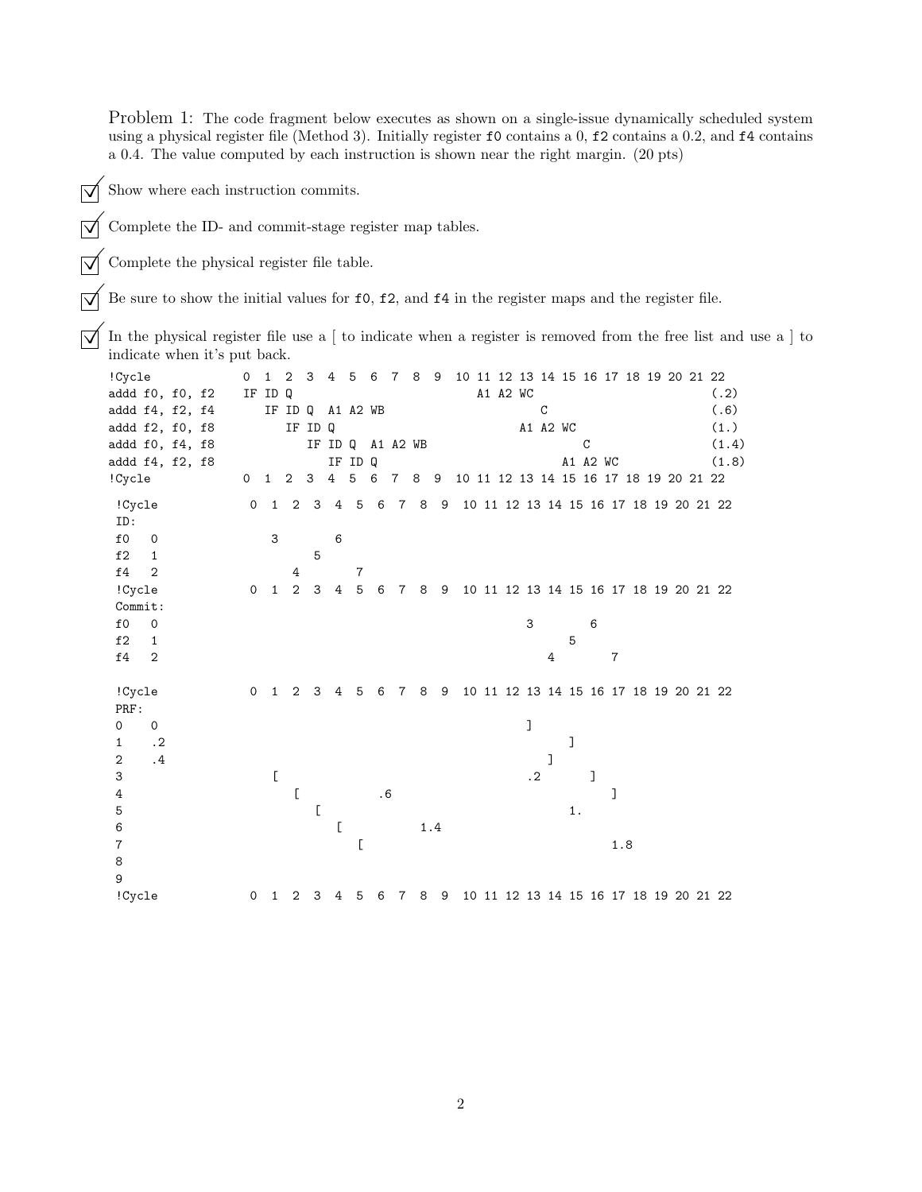Problem 1: The code fragment below executes as shown on a single-issue dynamically scheduled system using a physical register file (Method 3). Initially register f0 contains a 0, f2 contains a 0.2, and f4 contains a 0.4. The value computed by each instruction is shown near the right margin. (20 pts)

- ☑ Show where each instruction commits.
- ☑ Complete the ID- and commit-stage register map tables.
- ☑ Complete the physical register file table.
- ☑ Be sure to show the initial values for f0, f2, and f4 in the register maps and the register file.
- ☑ In the physical register file use a [ to indicate when a register is removed from the free list and use a ] to indicate when it's put back.

```
!Cycle            0  1  2  3  4  5  6  7  8  9  10 11 12 13 14 15 16 17 18 19 20 21 22
addd f0, f0, f2   IF ID Q                          A1 A2 WC                         (.2)
addd f4, f2, f4      IF ID Q  A1 A2 WB                      C                       (.6)
addd f2, f0, f8         IF ID Q                          A1 A2 WC                   (1.)
addd f0, f4, f8            IF ID Q  A1 A2 WB                      C                 (1.4)
addd f4, f2, f8               IF ID Q                          A1 A2 WC             (1.8)
!Cycle            0  1  2  3  4  5  6  7  8  9  10 11 12 13 14 15 16 17 18 19 20 21 22
```

```
!Cycle            0  1  2  3  4  5  6  7  8  9  10 11 12 13 14 15 16 17 18 19 20 21 22
ID:
f0   0               3           6
f2   1                     5
f4   2                  4           7
!Cycle            0  1  2  3  4  5  6  7  8  9  10 11 12 13 14 15 16 17 18 19 20 21 22
Commit:
f0   0                                                  3        6
f2   1                                                        5
f4   2                                                     4        7

!Cycle            0  1  2  3  4  5  6  7  8  9  10 11 12 13 14 15 16 17 18 19 20 21 22
PRF:
0    0                                                  ]
1    .2                                                       ]
2    .4                                                    ]
3                    [                                  .2       ]
4                       [           .6                              ]
5                          [                                  1.
6                             [           1.4
7                                [                                  1.8
8
9
!Cycle            0  1  2  3  4  5  6  7  8  9  10 11 12 13 14 15 16 17 18 19 20 21 22
```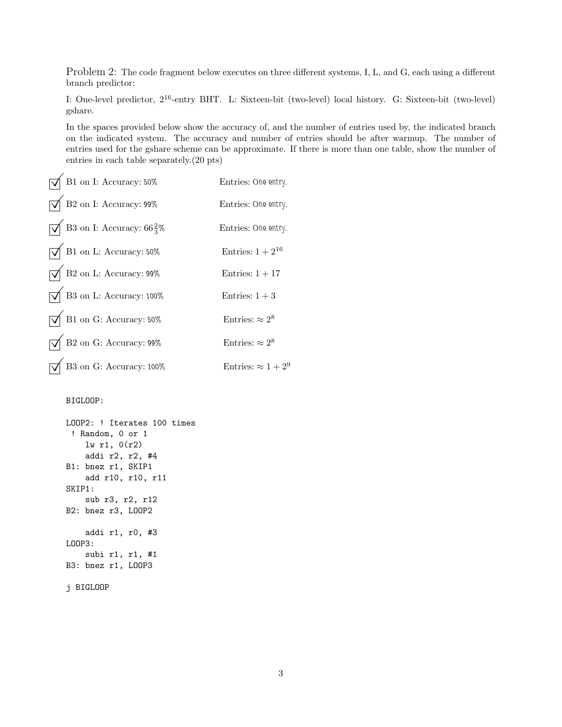Problem 2: The code fragment below executes on three different systems, I, L, and G, each using a different branch predictor:

I: One-level predictor, $2^{16}$-entry BHT. L: Sixteen-bit (two-level) local history. G: Sixteen-bit (two-level) gshare.

In the spaces provided below show the accuracy of, and the number of entries used by, the indicated branch on the indicated system. The accuracy and number of entries should be after warmup. The number of entries used for the gshare scheme can be approximate. If there is more than one table, show the number of entries in each table separately.(20 pts)

- ☑ B1 on I: Accuracy: 50% — Entries: One entry.
- ☑ B2 on I: Accuracy: 99% — Entries: One entry.
- ☑ B3 on I: Accuracy: $66\frac{2}{3}$% — Entries: One entry.
- ☑ B1 on L: Accuracy: 50% — Entries: $1 + 2^{16}$
- ☑ B2 on L: Accuracy: 99% — Entries: $1 + 17$
- ☑ B3 on L: Accuracy: 100% — Entries: $1 + 3$
- ☑ B1 on G: Accuracy: 50% — Entries: $\approx 2^8$
- ☑ B2 on G: Accuracy: 99% — Entries: $\approx 2^8$
- ☑ B3 on G: Accuracy: 100% — Entries: $\approx 1 + 2^9$

```
BIGLOOP:

LOOP2: ! Iterates 100 times
 ! Random, 0 or 1
    lw r1, 0(r2)
    addi r2, r2, #4
B1: bnez r1, SKIP1
    add r10, r10, r11
SKIP1:
    sub r3, r2, r12
B2: bnez r3, LOOP2

    addi r1, r0, #3
LOOP3:
    subi r1, r1, #1
B3: bnez r1, LOOP3

j BIGLOOP
```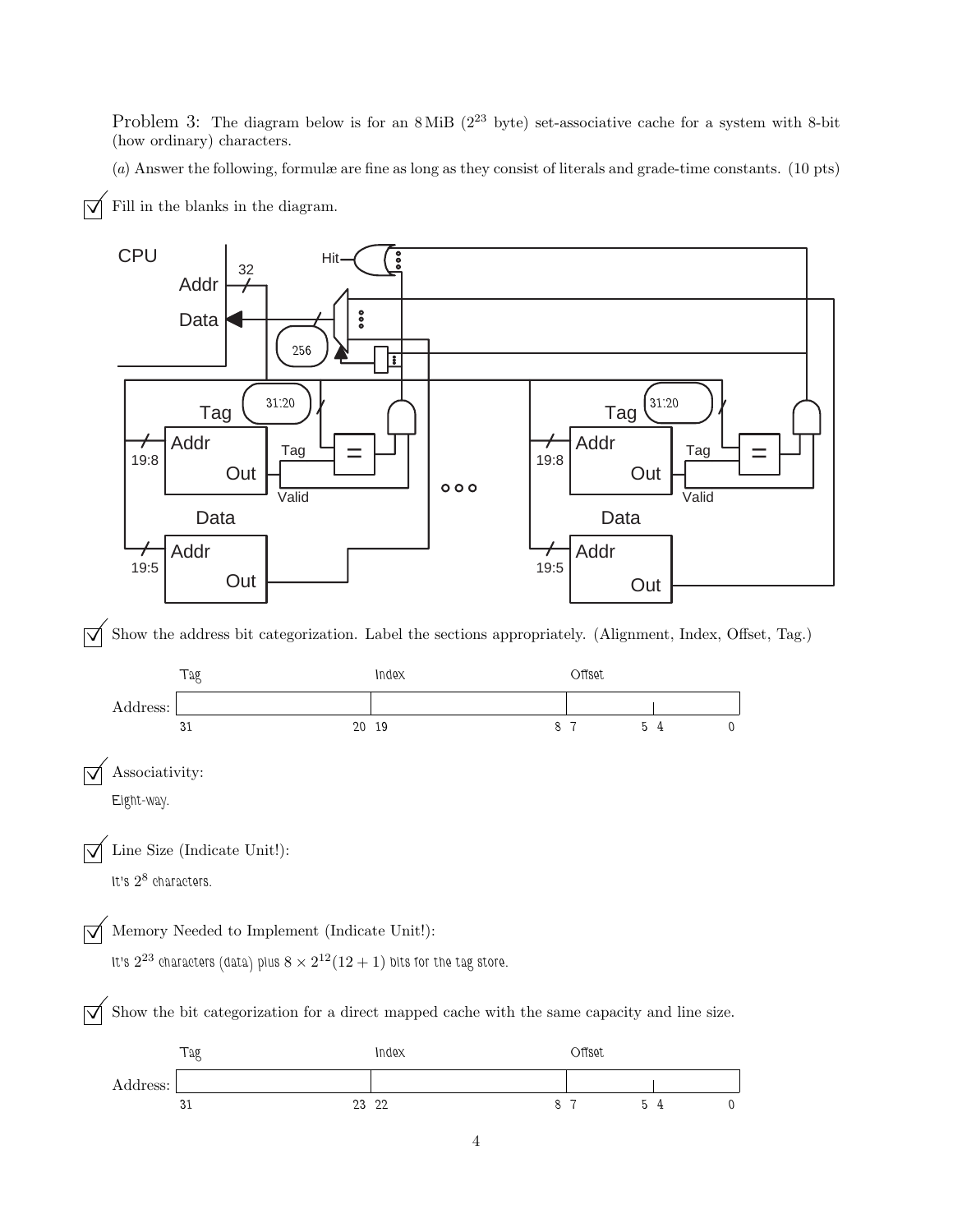Problem 3: The diagram below is for an 8 MiB ($2^{23}$ byte) set-associative cache for a system with 8-bit (how ordinary) characters.

(*a*) Answer the following, formulæ are fine as long as they consist of literals and grade-time constants. (10 pts)

☑ Fill in the blanks in the diagram.

CPU, Addr 32, Data, Hit, 256, Tag 31:20, Addr 19:8, Out, Tag, Valid, =, Data, Addr 19:5, Out, ○○○, Tag 31:20, Addr 19:8, Out, Tag, Valid, =, Data, Addr 19:5, Out

☑ Show the address bit categorization. Label the sections appropriately. (Alignment, Index, Offset, Tag.)

| | Tag | Index | Offset | |
|---|---|---|---|---|
| Address: | 31 – 20 | 19 – 8 | 7 – 5 | 4 – 0 |

☑ Associativity:

Eight-way.

☑ Line Size (Indicate Unit!):

It's $2^8$ characters.

☑ Memory Needed to Implement (Indicate Unit!):

It's $2^{23}$ characters (data) plus $8 \times 2^{12}(12+1)$ bits for the tag store.

☑ Show the bit categorization for a direct mapped cache with the same capacity and line size.

| | Tag | Index | Offset | |
|---|---|---|---|---|
| Address: | 31 – 23 | 22 – 8 | 7 – 5 | 4 – 0 |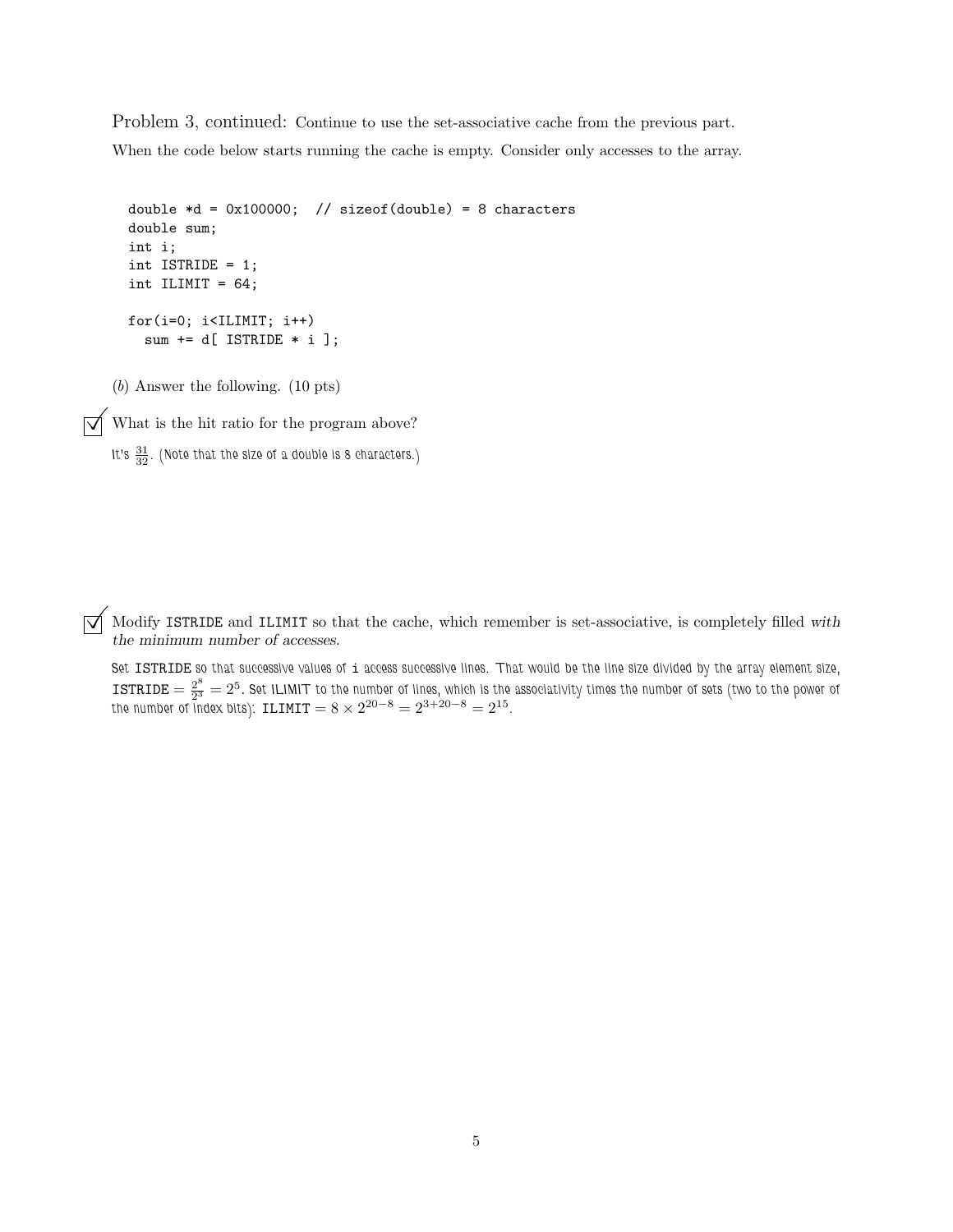Problem 3, continued: Continue to use the set-associative cache from the previous part.

When the code below starts running the cache is empty. Consider only accesses to the array.

```
double *d = 0x100000;  // sizeof(double) = 8 characters
double sum;
int i;
int ISTRIDE = 1;
int ILIMIT = 64;

for(i=0; i<ILIMIT; i++)
  sum += d[ ISTRIDE * i ];
```

(*b*) Answer the following. (10 pts)

☑ What is the hit ratio for the program above?

It's $\frac{31}{32}$. (Note that the size of a double is 8 characters.)

☑ Modify ISTRIDE and ILIMIT so that the cache, which remember is set-associative, is completely filled *with the minimum number of accesses.*

Set ISTRIDE so that successive values of i access successive lines. That would be the line size divided by the array element size, $\texttt{ISTRIDE} = \frac{2^8}{2^3} = 2^5$. Set ILIMIT to the number of lines, which is the associativity times the number of sets (two to the power of the number of index bits): $\texttt{ILIMIT} = 8 \times 2^{20-8} = 2^{3+20-8} = 2^{15}$.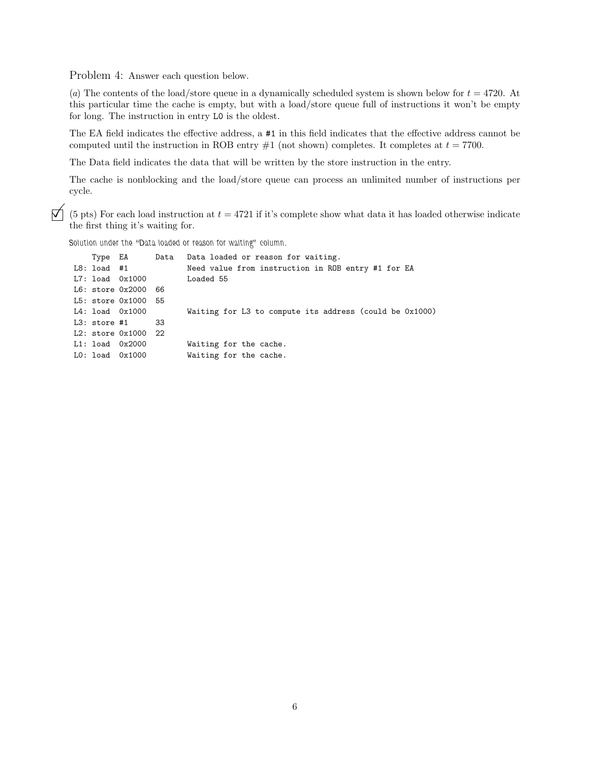Problem 4: Answer each question below.

(*a*) The contents of the load/store queue in a dynamically scheduled system is shown below for $t = 4720$. At this particular time the cache is empty, but with a load/store queue full of instructions it won't be empty for long. The instruction in entry L0 is the oldest.

The EA field indicates the effective address, a #1 in this field indicates that the effective address cannot be computed until the instruction in ROB entry #1 (not shown) completes. It completes at $t = 7700$.

The Data field indicates the data that will be written by the store instruction in the entry.

The cache is nonblocking and the load/store queue can process an unlimited number of instructions per cycle.

☑ (5 pts) For each load instruction at $t = 4721$ if it's complete show what data it has loaded otherwise indicate the first thing it's waiting for.

*Solution under the "Data loaded or reason for waiting" column.*

```
    Type  EA      Data   Data loaded or reason for waiting.
L8: load  #1             Need value from instruction in ROB entry #1 for EA
L7: load  0x1000         Loaded 55
L6: store 0x2000  66
L5: store 0x1000  55
L4: load  0x1000         Waiting for L3 to compute its address (could be 0x1000)
L3: store #1      33
L2: store 0x1000  22
L1: load  0x2000         Waiting for the cache.
L0: load  0x1000         Waiting for the cache.
```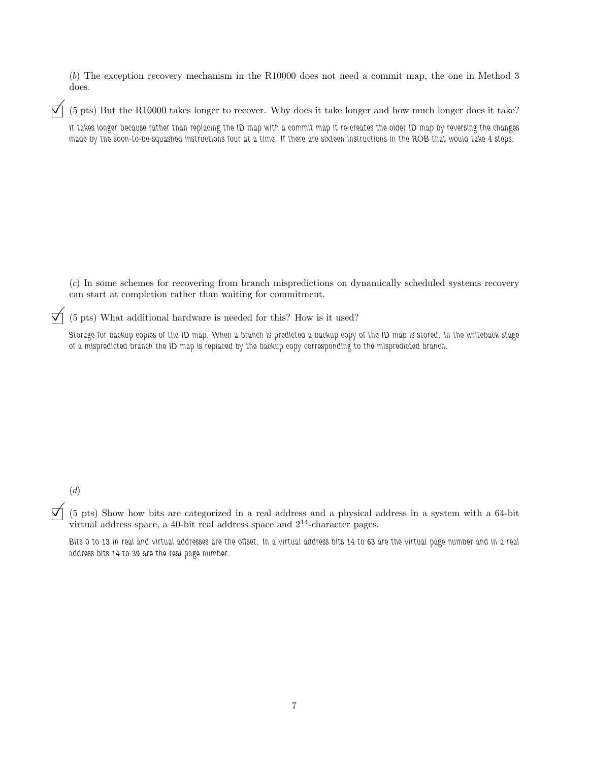(*b*) The exception recovery mechanism in the R10000 does not need a commit map, the one in Method 3 does.

☑ (5 pts) But the R10000 takes longer to recover. Why does it take longer and how much longer does it take?

It takes longer because rather than replacing the ID map with a commit map it re-creates the older ID map by reversing the changes made by the soon-to-be-squashed instructions four at a time. If there are sixteen instructions in the ROB that would take 4 steps.

(*c*) In some schemes for recovering from branch mispredictions on dynamically scheduled systems recovery can start at completion rather than waiting for commitment.

☑ (5 pts) What additional hardware is needed for this? How is it used?

Storage for backup copies of the ID map. When a branch is predicted a backup copy of the ID map is stored. In the writeback stage of a mispredicted branch the ID map is replaced by the backup copy corresponding to the mispredicted branch.

(*d*)

☑ (5 pts) Show how bits are categorized in a real address and a physical address in a system with a 64-bit virtual address space, a 40-bit real address space and $2^{14}$-character pages.

Bits 0 to 13 in real and virtual addresses are the offset. In a virtual address bits 14 to 63 are the virtual page number and in a real address bits 14 to 39 are the real page number.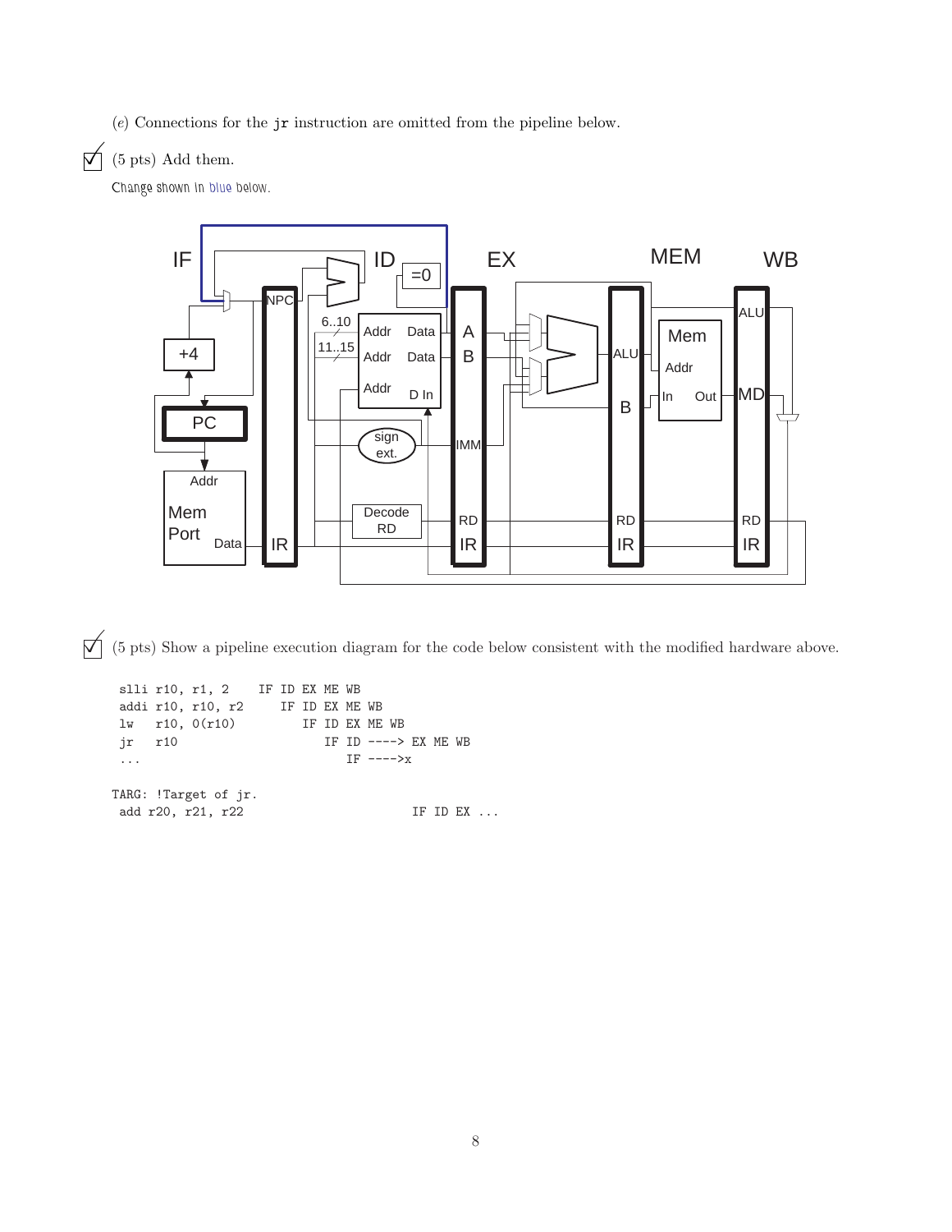(*e*) Connections for the `jr` instruction are omitted from the pipeline below.

☑ (5 pts) Add them.

Change shown in blue below.

☑ (5 pts) Show a pipeline execution diagram for the code below consistent with the modified hardware above.

```
 slli r10, r1, 2    IF ID EX ME WB
 addi r10, r10, r2     IF ID EX ME WB
 lw   r10, 0(r10)         IF ID EX ME WB
 jr   r10                    IF ID ----> EX ME WB
 ...                            IF ---->x

TARG: !Target of jr.
 add r20, r21, r22                       IF ID EX ...
```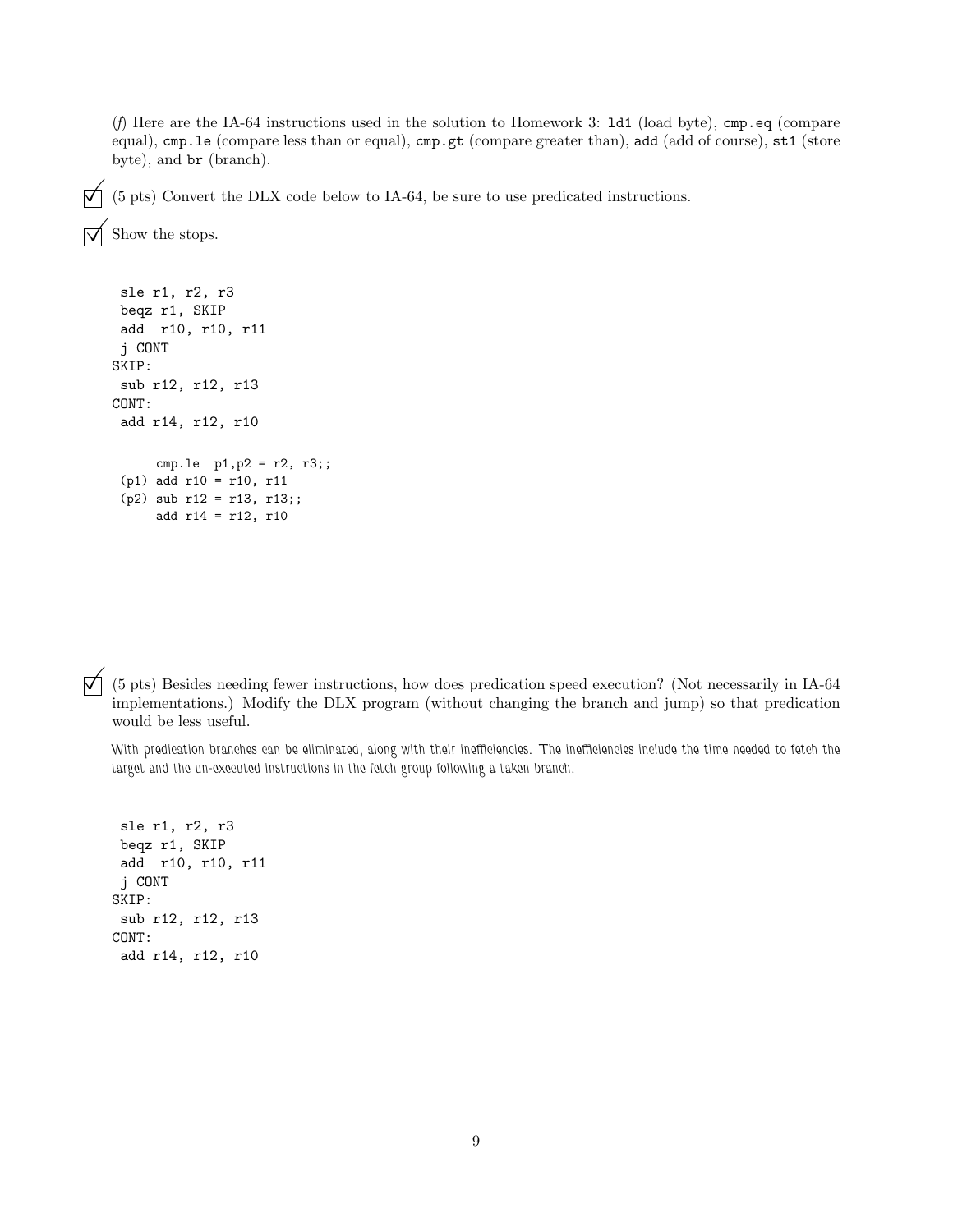(*f*) Here are the IA-64 instructions used in the solution to Homework 3: `ld1` (load byte), `cmp.eq` (compare equal), `cmp.le` (compare less than or equal), `cmp.gt` (compare greater than), `add` (add of course), `st1` (store byte), and `br` (branch).

☑ (5 pts) Convert the DLX code below to IA-64, be sure to use predicated instructions.

☑ Show the stops.

```
 sle r1, r2, r3
 beqz r1, SKIP
 add  r10, r10, r11
 j CONT
SKIP:
 sub r12, r12, r13
CONT:
 add r14, r12, r10
```

```
      cmp.le  p1,p2 = r2, r3;;
 (p1) add r10 = r10, r11
 (p2) sub r12 = r13, r13;;
      add r14 = r12, r10
```

☑ (5 pts) Besides needing fewer instructions, how does predication speed execution? (Not necessarily in IA-64 implementations.) Modify the DLX program (without changing the branch and jump) so that predication would be less useful.

*With predication branches can be eliminated, along with their inefficiencies. The inefficiencies include the time needed to fetch the target and the un-executed instructions in the fetch group following a taken branch.*

```
 sle r1, r2, r3
 beqz r1, SKIP
 add  r10, r10, r11
 j CONT
SKIP:
 sub r12, r12, r13
CONT:
 add r14, r12, r10
```